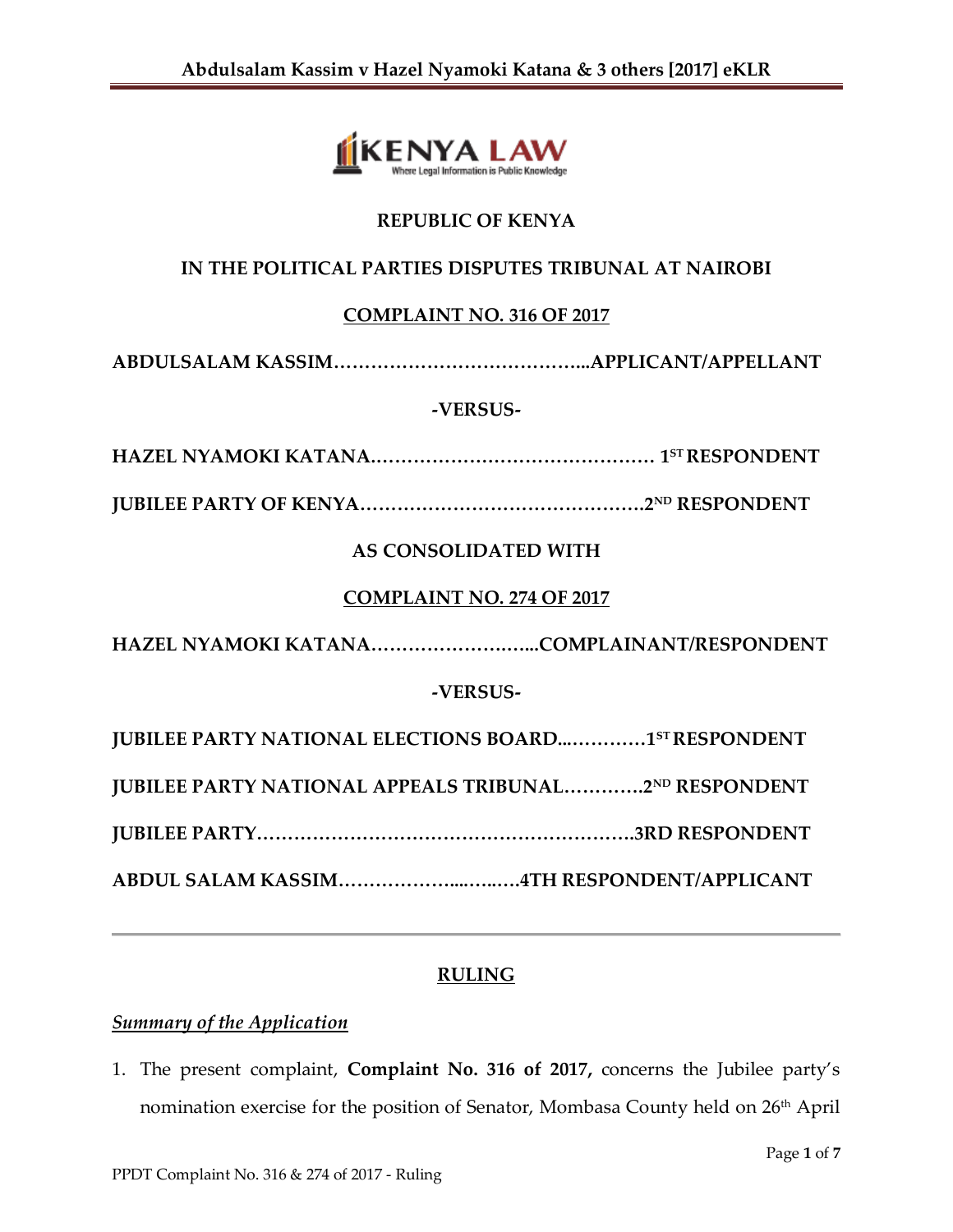**REPUBLIC OF KENYA**

**IN THE POLITICAL PARTIES DISPUTES TRIBUNAL AT NAIROBI**

**COMPLAINT NO. 316 OF 2017**

**ABDULSALAM KASSIM…………………………………...APPLICANT/APPELLANT**

**-VERSUS-**

**HAZEL NYAMOKI KATANA……………………………………… 1ST RESPONDENT**

**JUBILEE PARTY OF KENYA………………………………………2ND RESPONDENT**

**AS CONSOLIDATED WITH**

**COMPLAINT NO. 274 OF 2017**

**HAZEL NYAMOKI KATANA……………………...COMPLAINANT/RESPONDENT**

**-VERSUS-**

**JUBILEE PARTY NATIONAL ELECTIONS BOARD...…………1ST RESPONDENT**

**JUBILEE PARTY NATIONAL APPEALS TRIBUNAL…………2ND RESPONDENT**

**JUBILEE PARTY……………………………………………………..3RD RESPONDENT**

**ABDUL SALAM KASSIM………………...…...….4TH RESPONDENT/APPLICANT**

---

## RULING

### *Summary of the Application*

1. The present complaint, **Complaint No. 316 of 2017,** concerns the Jubilee party's nomination exercise for the position of Senator, Mombasa County held on 26th April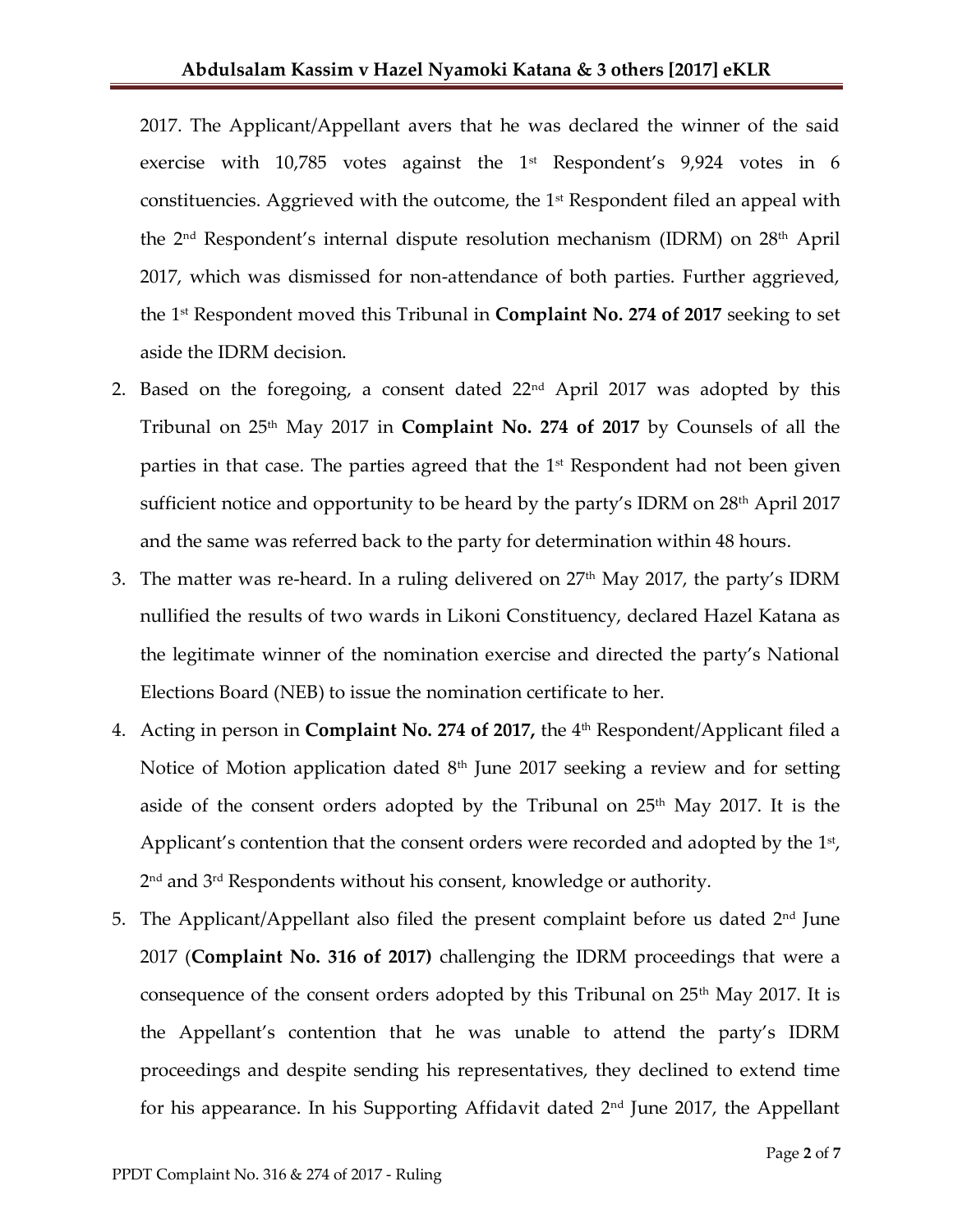2017. The Applicant/Appellant avers that he was declared the winner of the said exercise with 10,785 votes against the 1st Respondent's 9,924 votes in 6 constituencies. Aggrieved with the outcome, the 1st Respondent filed an appeal with the 2nd Respondent's internal dispute resolution mechanism (IDRM) on 28th April 2017, which was dismissed for non-attendance of both parties. Further aggrieved, the 1st Respondent moved this Tribunal in **Complaint No. 274 of 2017** seeking to set aside the IDRM decision.

2. Based on the foregoing, a consent dated 22nd April 2017 was adopted by this Tribunal on 25th May 2017 in **Complaint No. 274 of 2017** by Counsels of all the parties in that case. The parties agreed that the 1st Respondent had not been given sufficient notice and opportunity to be heard by the party's IDRM on 28th April 2017 and the same was referred back to the party for determination within 48 hours.

3. The matter was re-heard. In a ruling delivered on 27th May 2017, the party's IDRM nullified the results of two wards in Likoni Constituency, declared Hazel Katana as the legitimate winner of the nomination exercise and directed the party's National Elections Board (NEB) to issue the nomination certificate to her.

4. Acting in person in **Complaint No. 274 of 2017,** the 4th Respondent/Applicant filed a Notice of Motion application dated 8th June 2017 seeking a review and for setting aside of the consent orders adopted by the Tribunal on 25th May 2017. It is the Applicant's contention that the consent orders were recorded and adopted by the 1st, 2nd and 3rd Respondents without his consent, knowledge or authority.

5. The Applicant/Appellant also filed the present complaint before us dated 2nd June 2017 (**Complaint No. 316 of 2017)** challenging the IDRM proceedings that were a consequence of the consent orders adopted by this Tribunal on 25th May 2017. It is the Appellant's contention that he was unable to attend the party's IDRM proceedings and despite sending his representatives, they declined to extend time for his appearance. In his Supporting Affidavit dated 2nd June 2017, the Appellant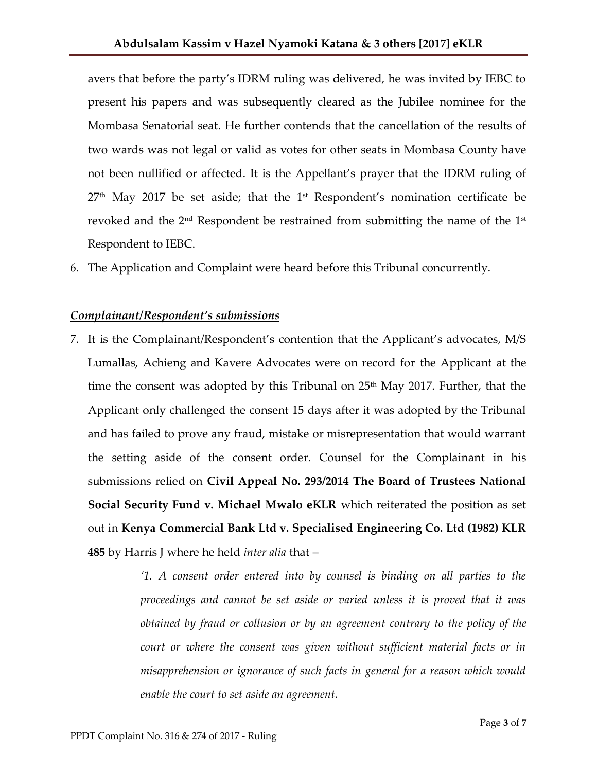avers that before the party's IDRM ruling was delivered, he was invited by IEBC to present his papers and was subsequently cleared as the Jubilee nominee for the Mombasa Senatorial seat. He further contends that the cancellation of the results of two wards was not legal or valid as votes for other seats in Mombasa County have not been nullified or affected. It is the Appellant's prayer that the IDRM ruling of 27th May 2017 be set aside; that the 1st Respondent's nomination certificate be revoked and the 2nd Respondent be restrained from submitting the name of the 1st Respondent to IEBC.

6. The Application and Complaint were heard before this Tribunal concurrently.

***Complainant/Respondent's submissions***

7. It is the Complainant/Respondent's contention that the Applicant's advocates, M/S Lumallas, Achieng and Kavere Advocates were on record for the Applicant at the time the consent was adopted by this Tribunal on 25th May 2017. Further, that the Applicant only challenged the consent 15 days after it was adopted by the Tribunal and has failed to prove any fraud, mistake or misrepresentation that would warrant the setting aside of the consent order. Counsel for the Complainant in his submissions relied on **Civil Appeal No. 293/2014 The Board of Trustees National Social Security Fund v. Michael Mwalo eKLR** which reiterated the position as set out in **Kenya Commercial Bank Ltd v. Specialised Engineering Co. Ltd (1982) KLR 485** by Harris J where he held *inter alia* that –

> *'1. A consent order entered into by counsel is binding on all parties to the proceedings and cannot be set aside or varied unless it is proved that it was obtained by fraud or collusion or by an agreement contrary to the policy of the court or where the consent was given without sufficient material facts or in misapprehension or ignorance of such facts in general for a reason which would enable the court to set aside an agreement.*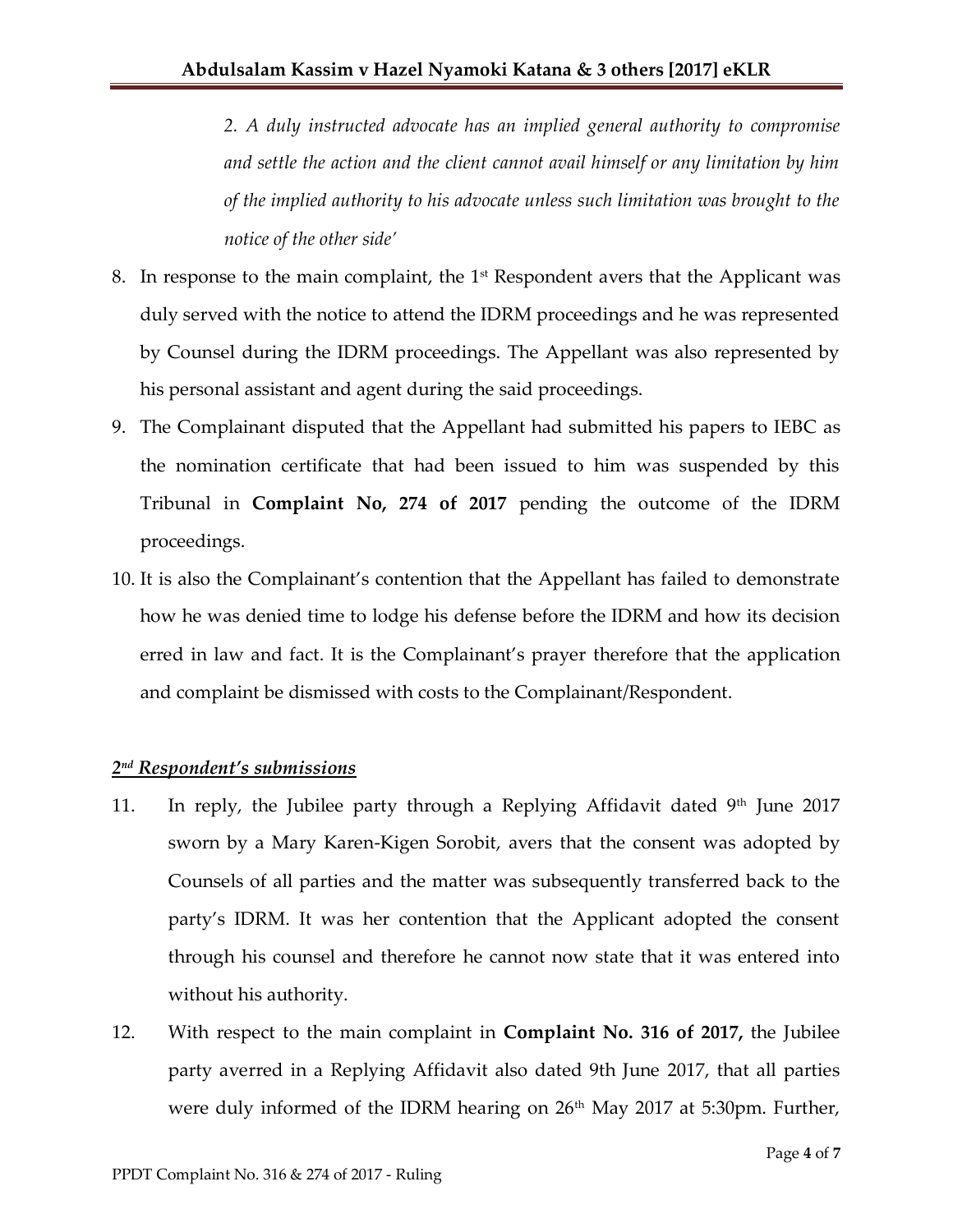*2. A duly instructed advocate has an implied general authority to compromise and settle the action and the client cannot avail himself or any limitation by him of the implied authority to his advocate unless such limitation was brought to the notice of the other side'*

8. In response to the main complaint, the 1st Respondent avers that the Applicant was duly served with the notice to attend the IDRM proceedings and he was represented by Counsel during the IDRM proceedings. The Appellant was also represented by his personal assistant and agent during the said proceedings.

9. The Complainant disputed that the Appellant had submitted his papers to IEBC as the nomination certificate that had been issued to him was suspended by this Tribunal in **Complaint No, 274 of 2017** pending the outcome of the IDRM proceedings.

10. It is also the Complainant's contention that the Appellant has failed to demonstrate how he was denied time to lodge his defense before the IDRM and how its decision erred in law and fact. It is the Complainant's prayer therefore that the application and complaint be dismissed with costs to the Complainant/Respondent.

***2nd Respondent's submissions***

11. In reply, the Jubilee party through a Replying Affidavit dated 9th June 2017 sworn by a Mary Karen-Kigen Sorobit, avers that the consent was adopted by Counsels of all parties and the matter was subsequently transferred back to the party's IDRM. It was her contention that the Applicant adopted the consent through his counsel and therefore he cannot now state that it was entered into without his authority.

12. With respect to the main complaint in **Complaint No. 316 of 2017,** the Jubilee party averred in a Replying Affidavit also dated 9th June 2017, that all parties were duly informed of the IDRM hearing on 26th May 2017 at 5:30pm. Further,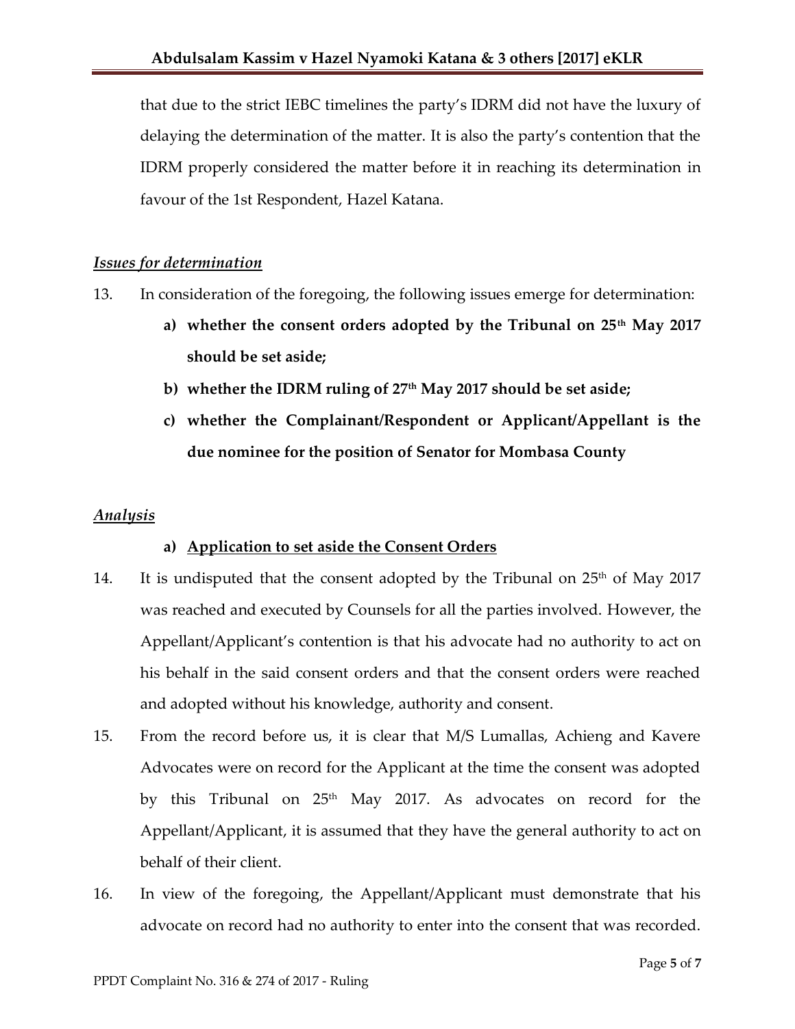that due to the strict IEBC timelines the party's IDRM did not have the luxury of delaying the determination of the matter. It is also the party's contention that the IDRM properly considered the matter before it in reaching its determination in favour of the 1st Respondent, Hazel Katana.

### *Issues for determination*

13. In consideration of the foregoing, the following issues emerge for determination:

    a) **whether the consent orders adopted by the Tribunal on 25th May 2017 should be set aside;**

    b) **whether the IDRM ruling of 27th May 2017 should be set aside;**

    c) **whether the Complainant/Respondent or Applicant/Appellant is the due nominee for the position of Senator for Mombasa County**

### *Analysis*

#### a) Application to set aside the Consent Orders

14. It is undisputed that the consent adopted by the Tribunal on 25th of May 2017 was reached and executed by Counsels for all the parties involved. However, the Appellant/Applicant's contention is that his advocate had no authority to act on his behalf in the said consent orders and that the consent orders were reached and adopted without his knowledge, authority and consent.

15. From the record before us, it is clear that M/S Lumallas, Achieng and Kavere Advocates were on record for the Applicant at the time the consent was adopted by this Tribunal on 25th May 2017. As advocates on record for the Appellant/Applicant, it is assumed that they have the general authority to act on behalf of their client.

16. In view of the foregoing, the Appellant/Applicant must demonstrate that his advocate on record had no authority to enter into the consent that was recorded.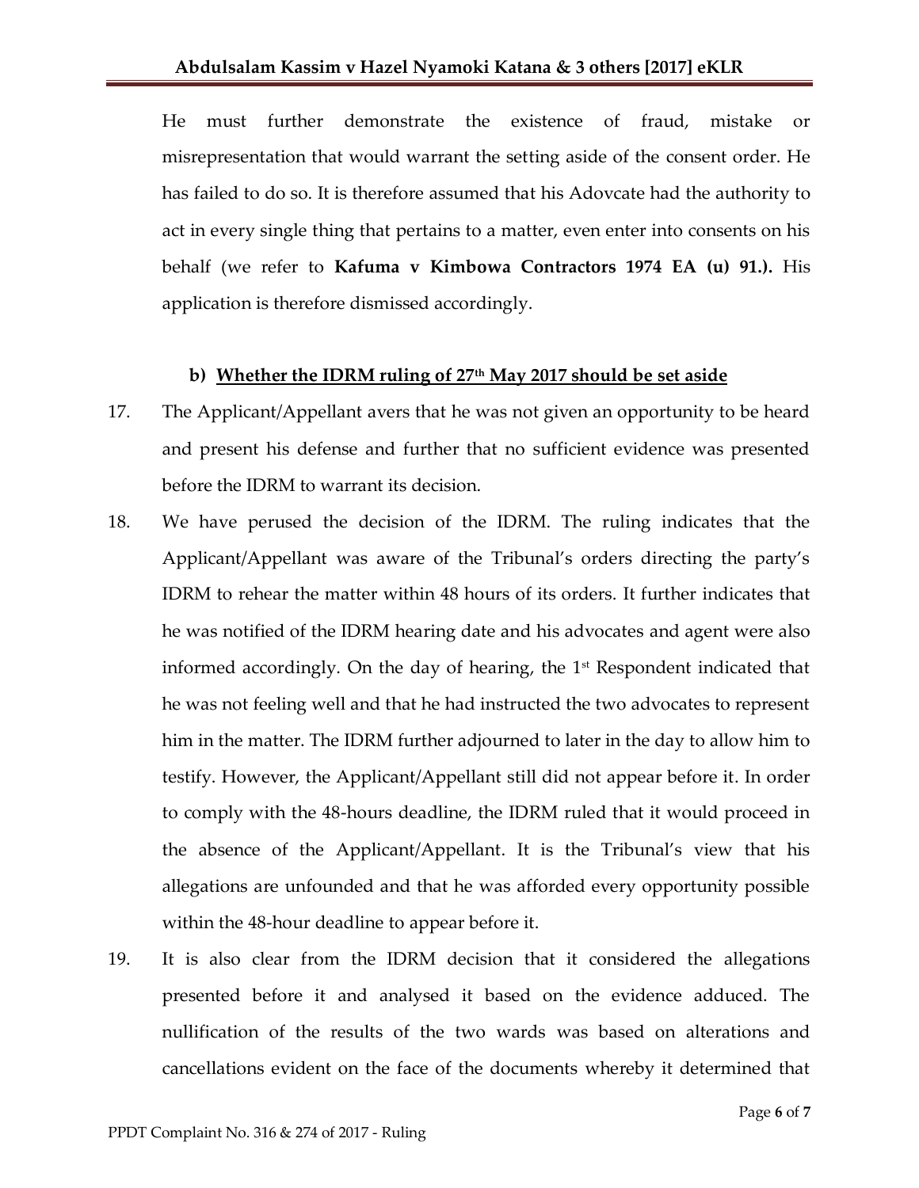He must further demonstrate the existence of fraud, mistake or misrepresentation that would warrant the setting aside of the consent order. He has failed to do so. It is therefore assumed that his Adovcate had the authority to act in every single thing that pertains to a matter, even enter into consents on his behalf (we refer to **Kafuma v Kimbowa Contractors 1974 EA (u) 91.).** His application is therefore dismissed accordingly.

### b) Whether the IDRM ruling of 27th May 2017 should be set aside

17. The Applicant/Appellant avers that he was not given an opportunity to be heard and present his defense and further that no sufficient evidence was presented before the IDRM to warrant its decision.

18. We have perused the decision of the IDRM. The ruling indicates that the Applicant/Appellant was aware of the Tribunal's orders directing the party's IDRM to rehear the matter within 48 hours of its orders. It further indicates that he was notified of the IDRM hearing date and his advocates and agent were also informed accordingly. On the day of hearing, the 1st Respondent indicated that he was not feeling well and that he had instructed the two advocates to represent him in the matter. The IDRM further adjourned to later in the day to allow him to testify. However, the Applicant/Appellant still did not appear before it. In order to comply with the 48-hours deadline, the IDRM ruled that it would proceed in the absence of the Applicant/Appellant. It is the Tribunal's view that his allegations are unfounded and that he was afforded every opportunity possible within the 48-hour deadline to appear before it.

19. It is also clear from the IDRM decision that it considered the allegations presented before it and analysed it based on the evidence adduced. The nullification of the results of the two wards was based on alterations and cancellations evident on the face of the documents whereby it determined that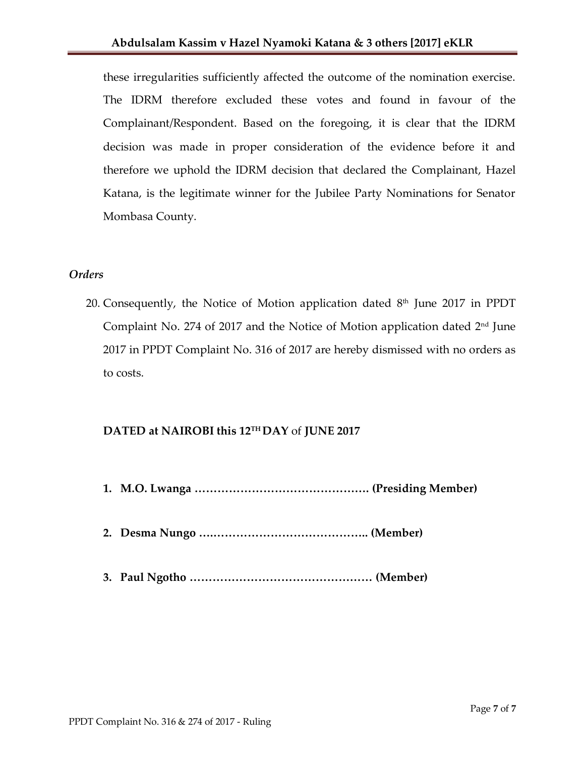these irregularities sufficiently affected the outcome of the nomination exercise. The IDRM therefore excluded these votes and found in favour of the Complainant/Respondent. Based on the foregoing, it is clear that the IDRM decision was made in proper consideration of the evidence before it and therefore we uphold the IDRM decision that declared the Complainant, Hazel Katana, is the legitimate winner for the Jubilee Party Nominations for Senator Mombasa County.

*Orders*

20. Consequently, the Notice of Motion application dated 8th June 2017 in PPDT Complaint No. 274 of 2017 and the Notice of Motion application dated 2nd June 2017 in PPDT Complaint No. 316 of 2017 are hereby dismissed with no orders as to costs.

**DATED at NAIROBI this 12TH DAY** of **JUNE 2017**

1. **M.O. Lwanga ………………………………………. (Presiding Member)**
2. **Desma Nungo …………………………………….. (Member)**
3. **Paul Ngotho ………………………………………… (Member)**